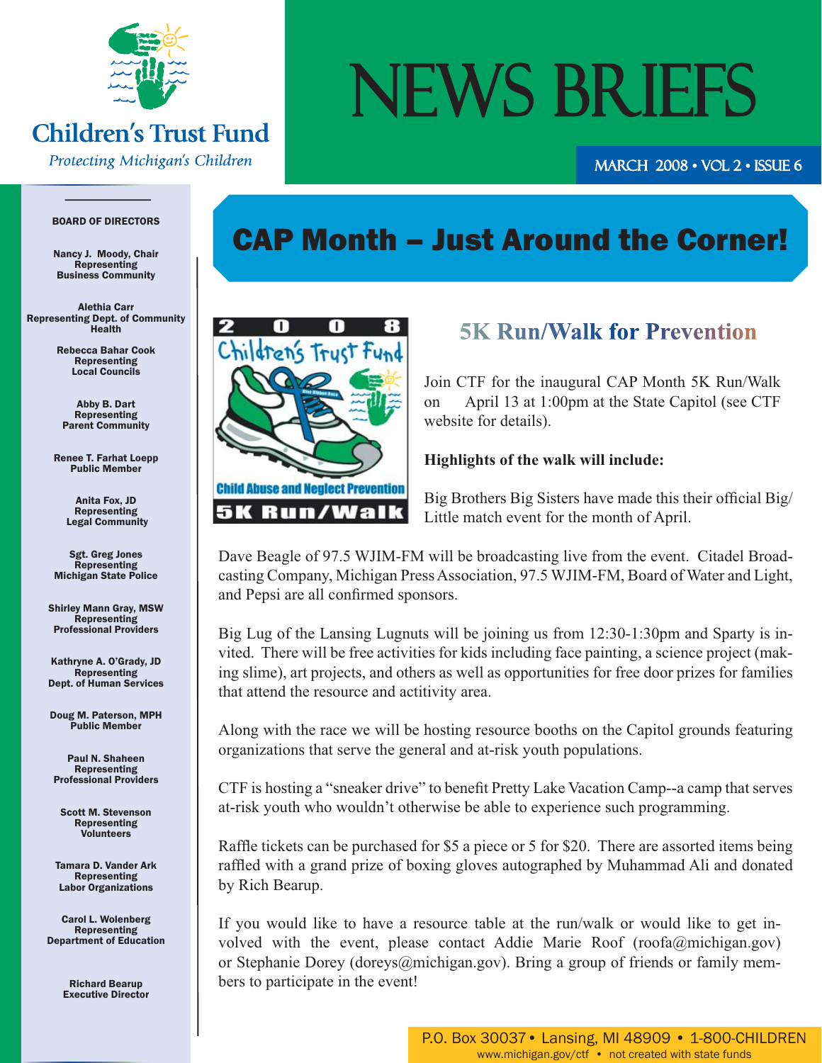# Children's Trust Fund

*Protecting Michigan's Children*

# NEWS BRIEFS

MARCH 2008 • VOL 2 • ISSUE 6

**BOARD OF DIRECTORS**

**Nancy J. Moody, Chair**
Representing
Business Community

**Alethia Carr**
Representing Dept. of Community Health

**Rebecca Bahar Cook**
Representing
Local Councils

**Abby B. Dart**
Representing
Parent Community

**Renee T. Farhat Loepp**
Public Member

**Anita Fox, JD**
Representing
Legal Community

**Sgt. Greg Jones**
Representing
Michigan State Police

**Shirley Mann Gray, MSW**
Representing
Professional Providers

**Kathryne A. O'Grady, JD**
Representing
Dept. of Human Services

**Doug M. Paterson, MPH**
Public Member

**Paul N. Shaheen**
Representing
Professional Providers

**Scott M. Stevenson**
Representing
Volunteers

**Tamara D. Vander Ark**
Representing
Labor Organizations

**Carol L. Wolenberg**
Representing
Department of Education

**Richard Bearup**
Executive Director

## CAP Month – Just Around the Corner!

2008 Children's Trust Fund
Child Abuse and Neglect Prevention
5K Run/Walk

### 5K Run/Walk for Prevention

Join CTF for the inaugural CAP Month 5K Run/Walk on April 13 at 1:00pm at the State Capitol (see CTF website for details).

**Highlights of the walk will include:**

Big Brothers Big Sisters have made this their official Big/Little match event for the month of April.

Dave Beagle of 97.5 WJIM-FM will be broadcasting live from the event. Citadel Broadcasting Company, Michigan Press Association, 97.5 WJIM-FM, Board of Water and Light, and Pepsi are all confirmed sponsors.

Big Lug of the Lansing Lugnuts will be joining us from 12:30-1:30pm and Sparty is invited. There will be free activities for kids including face painting, a science project (making slime), art projects, and others as well as opportunities for free door prizes for families that attend the resource and actitivity area.

Along with the race we will be hosting resource booths on the Capitol grounds featuring organizations that serve the general and at-risk youth populations.

CTF is hosting a "sneaker drive" to benefit Pretty Lake Vacation Camp--a camp that serves at-risk youth who wouldn't otherwise be able to experience such programming.

Raffle tickets can be purchased for $5 a piece or 5 for $20. There are assorted items being raffled with a grand prize of boxing gloves autographed by Muhammad Ali and donated by Rich Bearup.

If you would like to have a resource table at the run/walk or would like to get involved with the event, please contact Addie Marie Roof (roofa@michigan.gov) or Stephanie Dorey (doreys@michigan.gov). Bring a group of friends or family members to participate in the event!

P.O. Box 30037 • Lansing, MI 48909 • 1-800-CHILDREN
www.michigan.gov/ctf • not created with state funds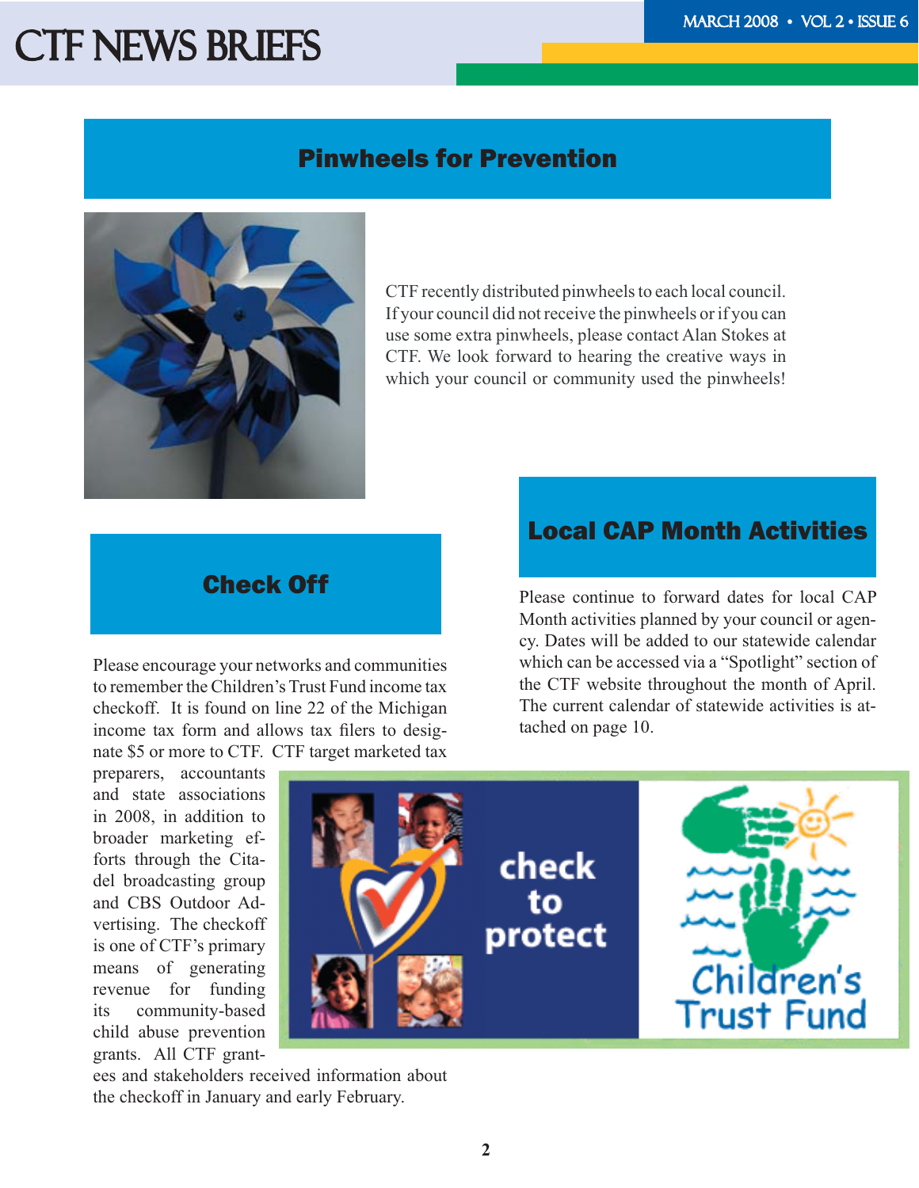## Pinwheels for Prevention

CTF recently distributed pinwheels to each local council. If your council did not receive the pinwheels or if you can use some extra pinwheels, please contact Alan Stokes at CTF. We look forward to hearing the creative ways in which your council or community used the pinwheels!

## Check Off

Please encourage your networks and communities to remember the Children's Trust Fund income tax checkoff. It is found on line 22 of the Michigan income tax form and allows tax filers to designate $5 or more to CTF. CTF target marketed tax preparers, accountants and state associations in 2008, in addition to broader marketing efforts through the Citadel broadcasting group and CBS Outdoor Advertising. The checkoff is one of CTF's primary means of generating revenue for funding its community-based child abuse prevention grants. All CTF grantees and stakeholders received information about the checkoff in January and early February.

## Local CAP Month Activities

Please continue to forward dates for local CAP Month activities planned by your council or agency. Dates will be added to our statewide calendar which can be accessed via a "Spotlight" section of the CTF website throughout the month of April. The current calendar of statewide activities is attached on page 10.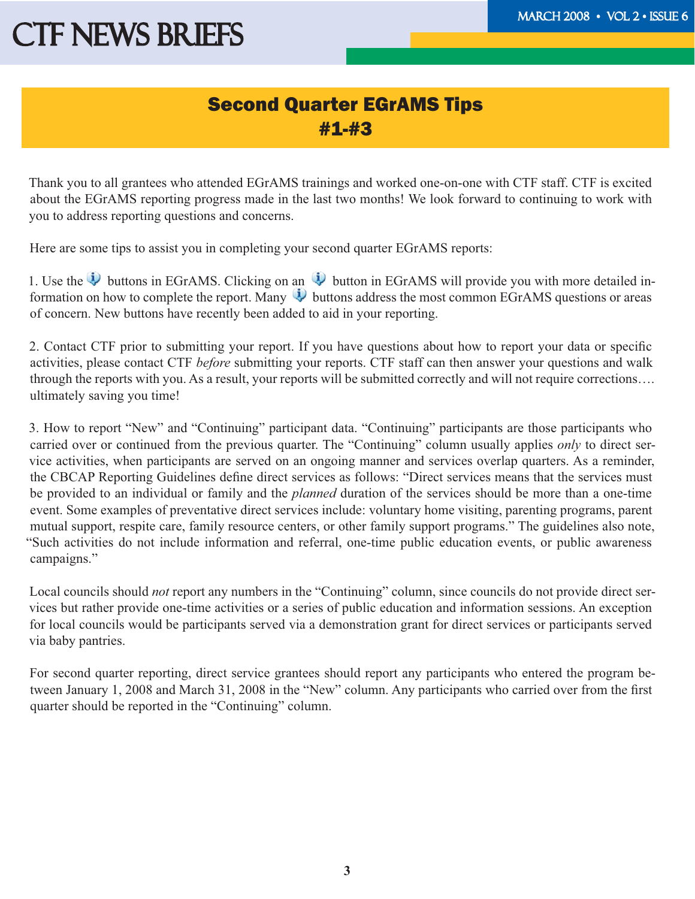## Second Quarter EGrAMS Tips #1-#3

Thank you to all grantees who attended EGrAMS trainings and worked one-on-one with CTF staff. CTF is excited about the EGrAMS reporting progress made in the last two months! We look forward to continuing to work with you to address reporting questions and concerns.

Here are some tips to assist you in completing your second quarter EGrAMS reports:

1. Use the ℹ buttons in EGrAMS. Clicking on an ℹ button in EGrAMS will provide you with more detailed information on how to complete the report. Many ℹ buttons address the most common EGrAMS questions or areas of concern. New buttons have recently been added to aid in your reporting.

2. Contact CTF prior to submitting your report. If you have questions about how to report your data or specific activities, please contact CTF *before* submitting your reports. CTF staff can then answer your questions and walk through the reports with you. As a result, your reports will be submitted correctly and will not require corrections…. ultimately saving you time!

3. How to report "New" and "Continuing" participant data. "Continuing" participants are those participants who carried over or continued from the previous quarter. The "Continuing" column usually applies *only* to direct service activities, when participants are served on an ongoing manner and services overlap quarters. As a reminder, the CBCAP Reporting Guidelines define direct services as follows: "Direct services means that the services must be provided to an individual or family and the *planned* duration of the services should be more than a one-time event. Some examples of preventative direct services include: voluntary home visiting, parenting programs, parent mutual support, respite care, family resource centers, or other family support programs." The guidelines also note, "Such activities do not include information and referral, one-time public education events, or public awareness campaigns."

Local councils should *not* report any numbers in the "Continuing" column, since councils do not provide direct services but rather provide one-time activities or a series of public education and information sessions. An exception for local councils would be participants served via a demonstration grant for direct services or participants served via baby pantries.

For second quarter reporting, direct service grantees should report any participants who entered the program between January 1, 2008 and March 31, 2008 in the "New" column. Any participants who carried over from the first quarter should be reported in the "Continuing" column.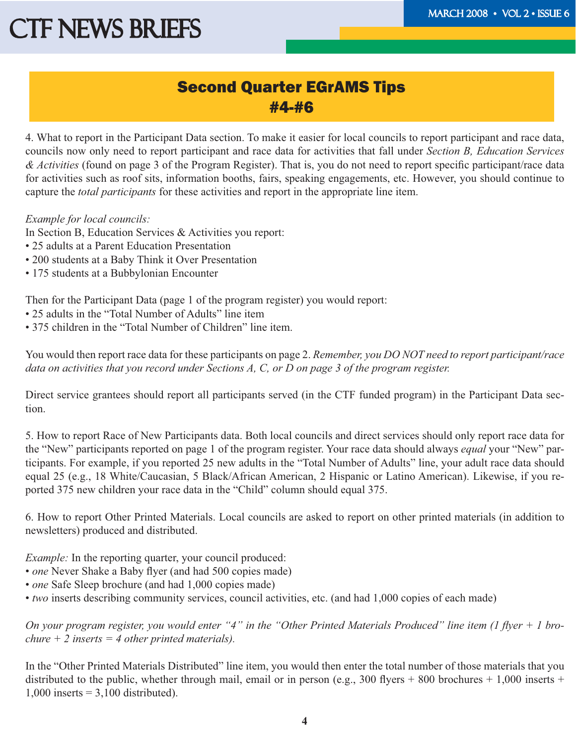## Second Quarter EGrAMS Tips #4-#6

4. What to report in the Participant Data section. To make it easier for local councils to report participant and race data, councils now only need to report participant and race data for activities that fall under *Section B, Education Services & Activities* (found on page 3 of the Program Register). That is, you do not need to report specific participant/race data for activities such as roof sits, information booths, fairs, speaking engagements, etc. However, you should continue to capture the *total participants* for these activities and report in the appropriate line item.

*Example for local councils:*

In Section B, Education Services & Activities you report:

- 25 adults at a Parent Education Presentation
- 200 students at a Baby Think it Over Presentation
- 175 students at a Bubbylonian Encounter

Then for the Participant Data (page 1 of the program register) you would report:

- 25 adults in the "Total Number of Adults" line item
- 375 children in the "Total Number of Children" line item.

You would then report race data for these participants on page 2. *Remember, you DO NOT need to report participant/race data on activities that you record under Sections A, C, or D on page 3 of the program register.*

Direct service grantees should report all participants served (in the CTF funded program) in the Participant Data section.

5. How to report Race of New Participants data. Both local councils and direct services should only report race data for the "New" participants reported on page 1 of the program register. Your race data should always *equal* your "New" participants. For example, if you reported 25 new adults in the "Total Number of Adults" line, your adult race data should equal 25 (e.g., 18 White/Caucasian, 5 Black/African American, 2 Hispanic or Latino American). Likewise, if you reported 375 new children your race data in the "Child" column should equal 375.

6. How to report Other Printed Materials. Local councils are asked to report on other printed materials (in addition to newsletters) produced and distributed.

*Example:* In the reporting quarter, your council produced:

- *one* Never Shake a Baby flyer (and had 500 copies made)
- *one* Safe Sleep brochure (and had 1,000 copies made)
- *two* inserts describing community services, council activities, etc. (and had 1,000 copies of each made)

*On your program register, you would enter "4" in the "Other Printed Materials Produced" line item (1 flyer + 1 brochure + 2 inserts = 4 other printed materials).*

In the "Other Printed Materials Distributed" line item, you would then enter the total number of those materials that you distributed to the public, whether through mail, email or in person (e.g., 300 flyers + 800 brochures + 1,000 inserts + 1,000 inserts = 3,100 distributed).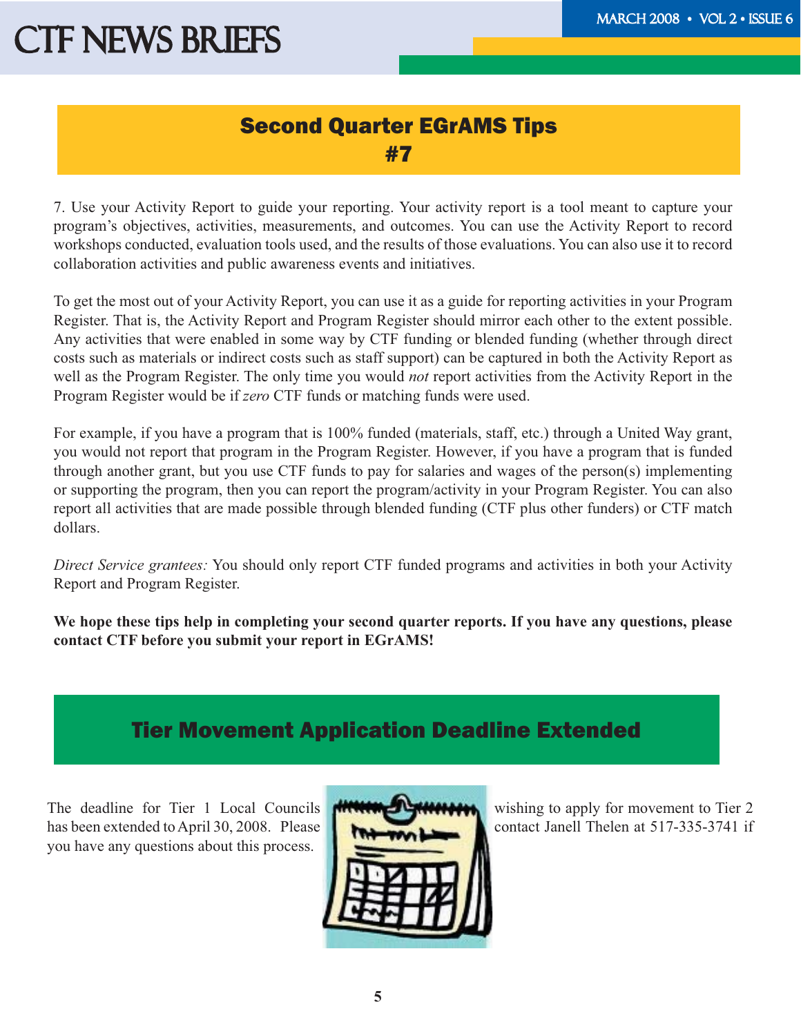## Second Quarter EGrAMS Tips #7

7. Use your Activity Report to guide your reporting. Your activity report is a tool meant to capture your program's objectives, activities, measurements, and outcomes. You can use the Activity Report to record workshops conducted, evaluation tools used, and the results of those evaluations. You can also use it to record collaboration activities and public awareness events and initiatives.

To get the most out of your Activity Report, you can use it as a guide for reporting activities in your Program Register. That is, the Activity Report and Program Register should mirror each other to the extent possible. Any activities that were enabled in some way by CTF funding or blended funding (whether through direct costs such as materials or indirect costs such as staff support) can be captured in both the Activity Report as well as the Program Register. The only time you would *not* report activities from the Activity Report in the Program Register would be if *zero* CTF funds or matching funds were used.

For example, if you have a program that is 100% funded (materials, staff, etc.) through a United Way grant, you would not report that program in the Program Register. However, if you have a program that is funded through another grant, but you use CTF funds to pay for salaries and wages of the person(s) implementing or supporting the program, then you can report the program/activity in your Program Register. You can also report all activities that are made possible through blended funding (CTF plus other funders) or CTF match dollars.

*Direct Service grantees:* You should only report CTF funded programs and activities in both your Activity Report and Program Register.

**We hope these tips help in completing your second quarter reports. If you have any questions, please contact CTF before you submit your report in EGrAMS!**

## Tier Movement Application Deadline Extended

The deadline for Tier 1 Local Councils wishing to apply for movement to Tier 2 has been extended to April 30, 2008. Please contact Janell Thelen at 517-335-3741 if you have any questions about this process.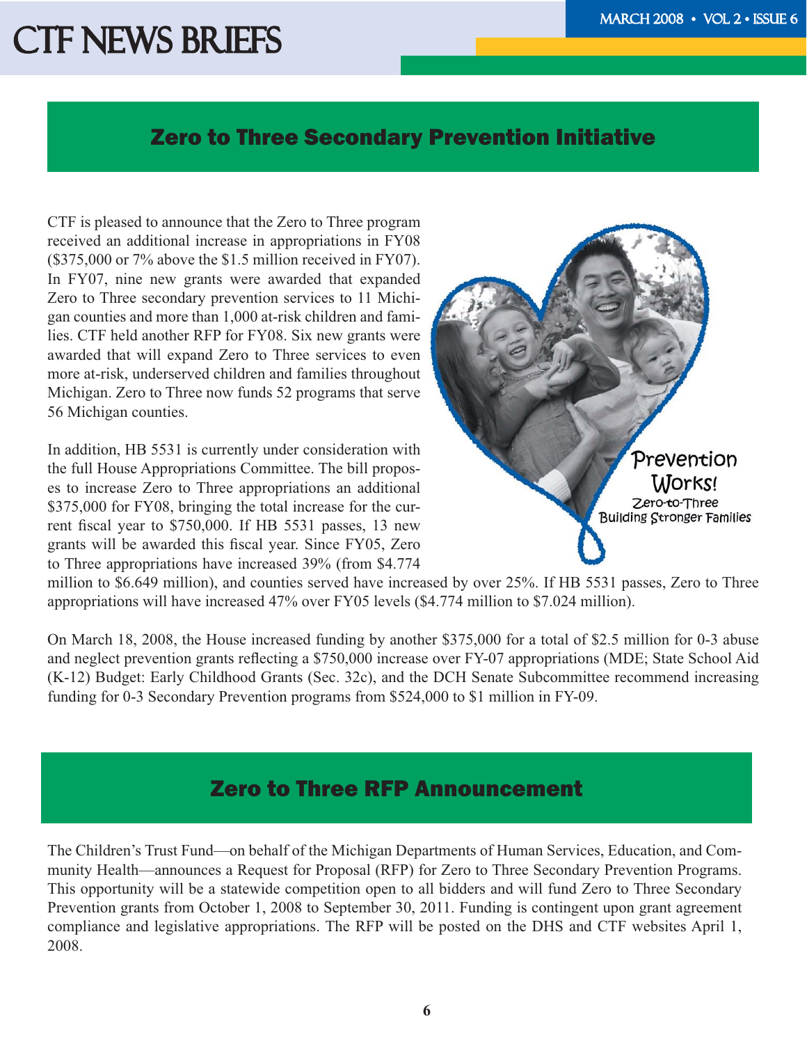## Zero to Three Secondary Prevention Initiative

CTF is pleased to announce that the Zero to Three program received an additional increase in appropriations in FY08 ($375,000 or 7% above the $1.5 million received in FY07). In FY07, nine new grants were awarded that expanded Zero to Three secondary prevention services to 11 Michigan counties and more than 1,000 at-risk children and families. CTF held another RFP for FY08. Six new grants were awarded that will expand Zero to Three services to even more at-risk, underserved children and families throughout Michigan. Zero to Three now funds 52 programs that serve 56 Michigan counties.

Prevention Works!
Zero-to-Three
Building Stronger Families

In addition, HB 5531 is currently under consideration with the full House Appropriations Committee. The bill proposes to increase Zero to Three appropriations an additional $375,000 for FY08, bringing the total increase for the current fiscal year to $750,000. If HB 5531 passes, 13 new grants will be awarded this fiscal year. Since FY05, Zero to Three appropriations have increased 39% (from $4.774 million to $6.649 million), and counties served have increased by over 25%. If HB 5531 passes, Zero to Three appropriations will have increased 47% over FY05 levels ($4.774 million to $7.024 million).

On March 18, 2008, the House increased funding by another $375,000 for a total of $2.5 million for 0-3 abuse and neglect prevention grants reflecting a $750,000 increase over FY-07 appropriations (MDE; State School Aid (K-12) Budget: Early Childhood Grants (Sec. 32c), and the DCH Senate Subcommittee recommend increasing funding for 0-3 Secondary Prevention programs from $524,000 to $1 million in FY-09.

## Zero to Three RFP Announcement

The Children's Trust Fund—on behalf of the Michigan Departments of Human Services, Education, and Community Health—announces a Request for Proposal (RFP) for Zero to Three Secondary Prevention Programs. This opportunity will be a statewide competition open to all bidders and will fund Zero to Three Secondary Prevention grants from October 1, 2008 to September 30, 2011. Funding is contingent upon grant agreement compliance and legislative appropriations. The RFP will be posted on the DHS and CTF websites April 1, 2008.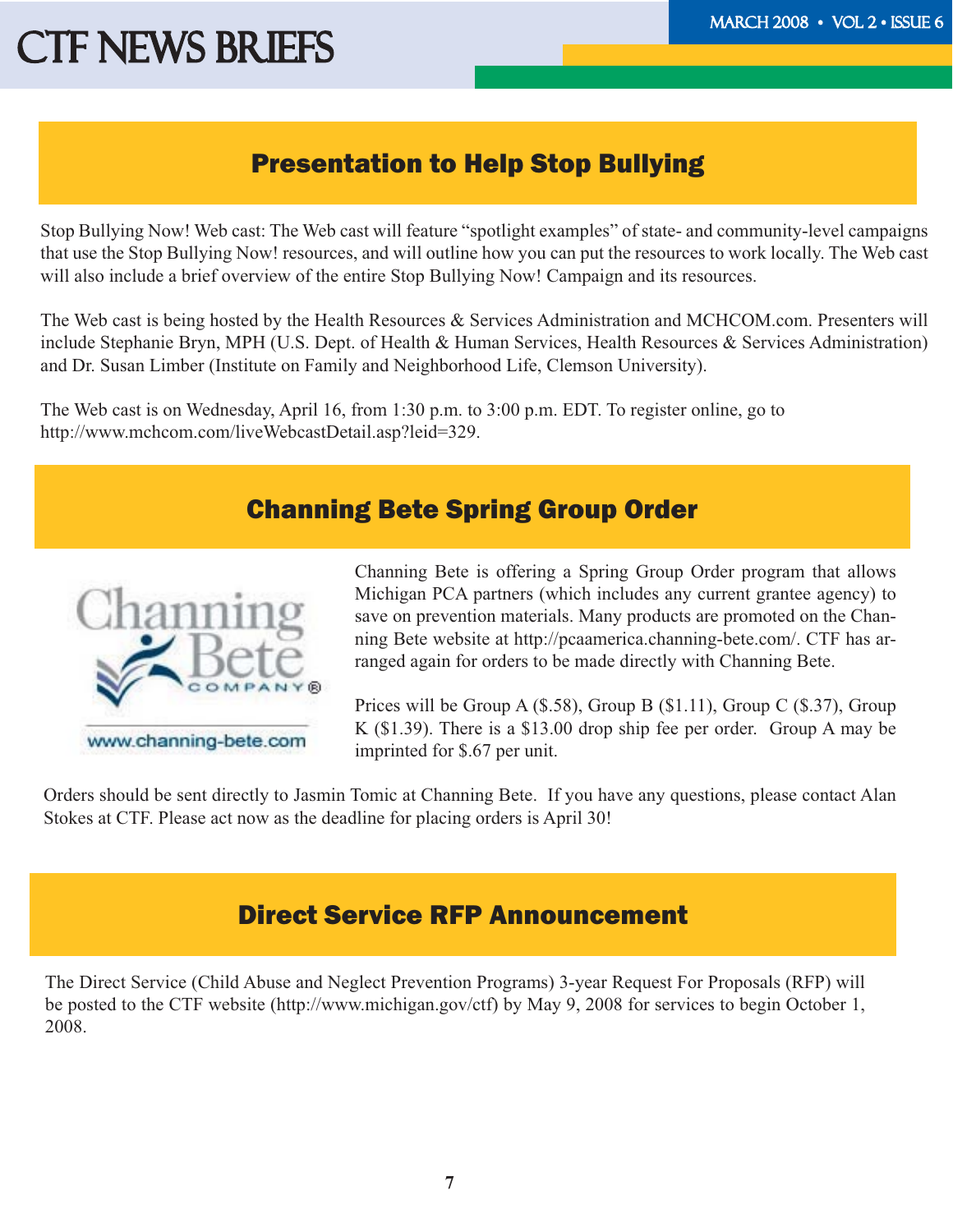## Presentation to Help Stop Bullying

Stop Bullying Now! Web cast: The Web cast will feature "spotlight examples" of state- and community-level campaigns that use the Stop Bullying Now! resources, and will outline how you can put the resources to work locally. The Web cast will also include a brief overview of the entire Stop Bullying Now! Campaign and its resources.

The Web cast is being hosted by the Health Resources & Services Administration and MCHCOM.com. Presenters will include Stephanie Bryn, MPH (U.S. Dept. of Health & Human Services, Health Resources & Services Administration) and Dr. Susan Limber (Institute on Family and Neighborhood Life, Clemson University).

The Web cast is on Wednesday, April 16, from 1:30 p.m. to 3:00 p.m. EDT. To register online, go to http://www.mchcom.com/liveWebcastDetail.asp?leid=329.

## Channing Bete Spring Group Order

Channing Bete is offering a Spring Group Order program that allows Michigan PCA partners (which includes any current grantee agency) to save on prevention materials. Many products are promoted on the Channing Bete website at http://pcaamerica.channing-bete.com/. CTF has arranged again for orders to be made directly with Channing Bete.

Prices will be Group A ($.58), Group B ($1.11), Group C ($.37), Group K ($1.39). There is a $13.00 drop ship fee per order. Group A may be imprinted for $.67 per unit.

Orders should be sent directly to Jasmin Tomic at Channing Bete. If you have any questions, please contact Alan Stokes at CTF. Please act now as the deadline for placing orders is April 30!

## Direct Service RFP Announcement

The Direct Service (Child Abuse and Neglect Prevention Programs) 3-year Request For Proposals (RFP) will be posted to the CTF website (http://www.michigan.gov/ctf) by May 9, 2008 for services to begin October 1, 2008.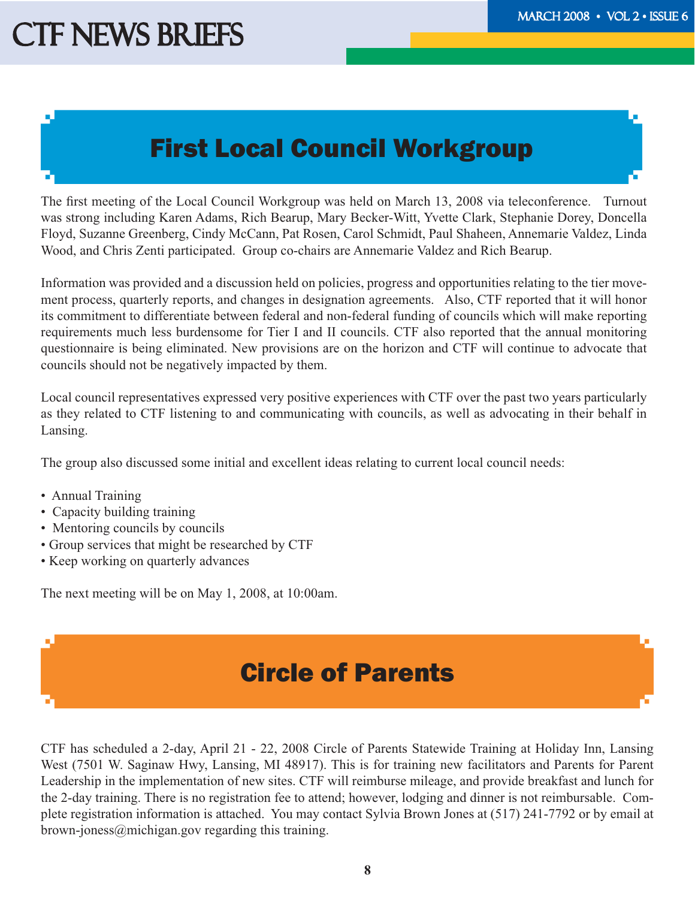## First Local Council Workgroup

The first meeting of the Local Council Workgroup was held on March 13, 2008 via teleconference. Turnout was strong including Karen Adams, Rich Bearup, Mary Becker-Witt, Yvette Clark, Stephanie Dorey, Doncella Floyd, Suzanne Greenberg, Cindy McCann, Pat Rosen, Carol Schmidt, Paul Shaheen, Annemarie Valdez, Linda Wood, and Chris Zenti participated. Group co-chairs are Annemarie Valdez and Rich Bearup.

Information was provided and a discussion held on policies, progress and opportunities relating to the tier movement process, quarterly reports, and changes in designation agreements. Also, CTF reported that it will honor its commitment to differentiate between federal and non-federal funding of councils which will make reporting requirements much less burdensome for Tier I and II councils. CTF also reported that the annual monitoring questionnaire is being eliminated. New provisions are on the horizon and CTF will continue to advocate that councils should not be negatively impacted by them.

Local council representatives expressed very positive experiences with CTF over the past two years particularly as they related to CTF listening to and communicating with councils, as well as advocating in their behalf in Lansing.

The group also discussed some initial and excellent ideas relating to current local council needs:

- Annual Training
- Capacity building training
- Mentoring councils by councils
- Group services that might be researched by CTF
- Keep working on quarterly advances

The next meeting will be on May 1, 2008, at 10:00am.

## Circle of Parents

CTF has scheduled a 2-day, April 21 - 22, 2008 Circle of Parents Statewide Training at Holiday Inn, Lansing West (7501 W. Saginaw Hwy, Lansing, MI 48917). This is for training new facilitators and Parents for Parent Leadership in the implementation of new sites. CTF will reimburse mileage, and provide breakfast and lunch for the 2-day training. There is no registration fee to attend; however, lodging and dinner is not reimbursable. Complete registration information is attached. You may contact Sylvia Brown Jones at (517) 241-7792 or by email at brown-joness@michigan.gov regarding this training.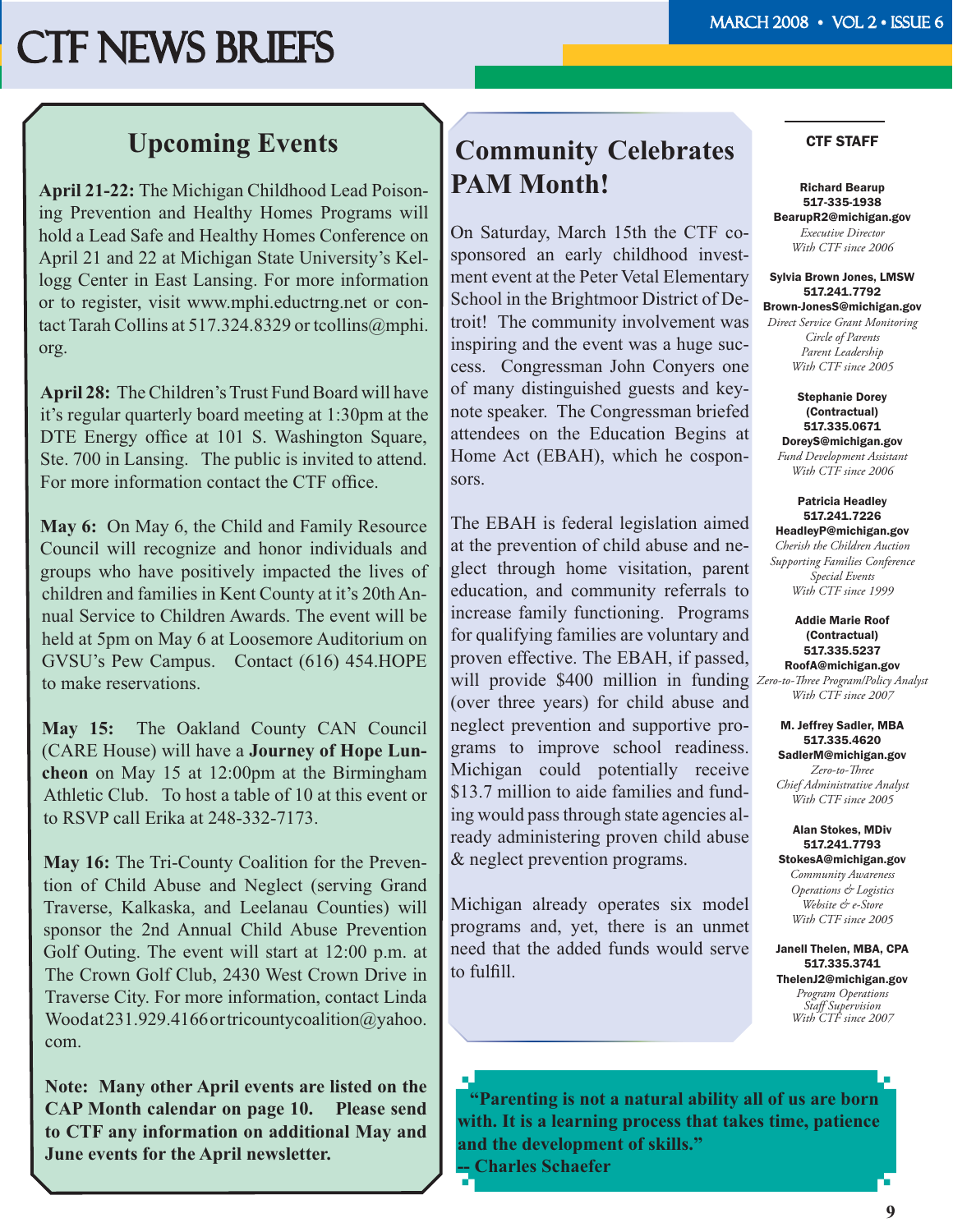# CTF NEWS BRIEFS

## Upcoming Events

**April 21-22:** The Michigan Childhood Lead Poisoning Prevention and Healthy Homes Programs will hold a Lead Safe and Healthy Homes Conference on April 21 and 22 at Michigan State University's Kellogg Center in East Lansing. For more information or to register, visit www.mphi.eductrng.net or contact Tarah Collins at 517.324.8329 or tcollins@mphi.org.

**April 28:** The Children's Trust Fund Board will have it's regular quarterly board meeting at 1:30pm at the DTE Energy office at 101 S. Washington Square, Ste. 700 in Lansing. The public is invited to attend. For more information contact the CTF office.

**May 6:** On May 6, the Child and Family Resource Council will recognize and honor individuals and groups who have positively impacted the lives of children and families in Kent County at it's 20th Annual Service to Children Awards. The event will be held at 5pm on May 6 at Loosemore Auditorium on GVSU's Pew Campus. Contact (616) 454.HOPE to make reservations.

**May 15:** The Oakland County CAN Council (CARE House) will have a **Journey of Hope Luncheon** on May 15 at 12:00pm at the Birmingham Athletic Club. To host a table of 10 at this event or to RSVP call Erika at 248-332-7173.

**May 16:** The Tri-County Coalition for the Prevention of Child Abuse and Neglect (serving Grand Traverse, Kalkaska, and Leelanau Counties) will sponsor the 2nd Annual Child Abuse Prevention Golf Outing. The event will start at 12:00 p.m. at The Crown Golf Club, 2430 West Crown Drive in Traverse City. For more information, contact Linda Wood at 231.929.4166 or tricountycoalition@yahoo.com.

**Note: Many other April events are listed on the CAP Month calendar on page 10. Please send to CTF any information on additional May and June events for the April newsletter.**

## Community Celebrates PAM Month!

On Saturday, March 15th the CTF co-sponsored an early childhood investment event at the Peter Vetal Elementary School in the Brightmoor District of Detroit! The community involvement was inspiring and the event was a huge success. Congressman John Conyers one of many distinguished guests and keynote speaker. The Congressman briefed attendees on the Education Begins at Home Act (EBAH), which he cosponsors.

The EBAH is federal legislation aimed at the prevention of child abuse and neglect through home visitation, parent education, and community referrals to increase family functioning. Programs for qualifying families are voluntary and proven effective. The EBAH, if passed, will provide $400 million in funding (over three years) for child abuse and neglect prevention and supportive programs to improve school readiness. Michigan could potentially receive $13.7 million to aide families and funding would pass through state agencies already administering proven child abuse & neglect prevention programs.

Michigan already operates six model programs and, yet, there is an unmet need that the added funds would serve to fulfill.

**"Parenting is not a natural ability all of us are born with. It is a learning process that takes time, patience and the development of skills."**
**-- Charles Schaefer**

### CTF STAFF

**Richard Bearup**
**517-335-1938**
**BearupR2@michigan.gov**
*Executive Director*
*With CTF since 2006*

**Sylvia Brown Jones, LMSW**
**517.241.7792**
**Brown-JonesS@michigan.gov**
*Direct Service Grant Monitoring*
*Circle of Parents*
*Parent Leadership*
*With CTF since 2005*

**Stephanie Dorey**
**(Contractual)**
**517.335.0671**
**DoreyS@michigan.gov**
*Fund Development Assistant*
*With CTF since 2006*

**Patricia Headley**
**517.241.7226**
**HeadleyP@michigan.gov**
*Cherish the Children Auction*
*Supporting Families Conference*
*Special Events*
*With CTF since 1999*

**Addie Marie Roof**
**(Contractual)**
**517.335.5237**
**RoofA@michigan.gov**
*Zero-to-Three Program/Policy Analyst*
*With CTF since 2007*

**M. Jeffrey Sadler, MBA**
**517.335.4620**
**SadlerM@michigan.gov**
*Zero-to-Three*
*Chief Administrative Analyst*
*With CTF since 2005*

**Alan Stokes, MDiv**
**517.241.7793**
**StokesA@michigan.gov**
*Community Awareness*
*Operations & Logistics*
*Website & e-Store*
*With CTF since 2005*

**Janell Thelen, MBA, CPA**
**517.335.3741**
**ThelenJ2@michigan.gov**
*Program Operations*
*Staff Supervision*
*With CTF since 2007*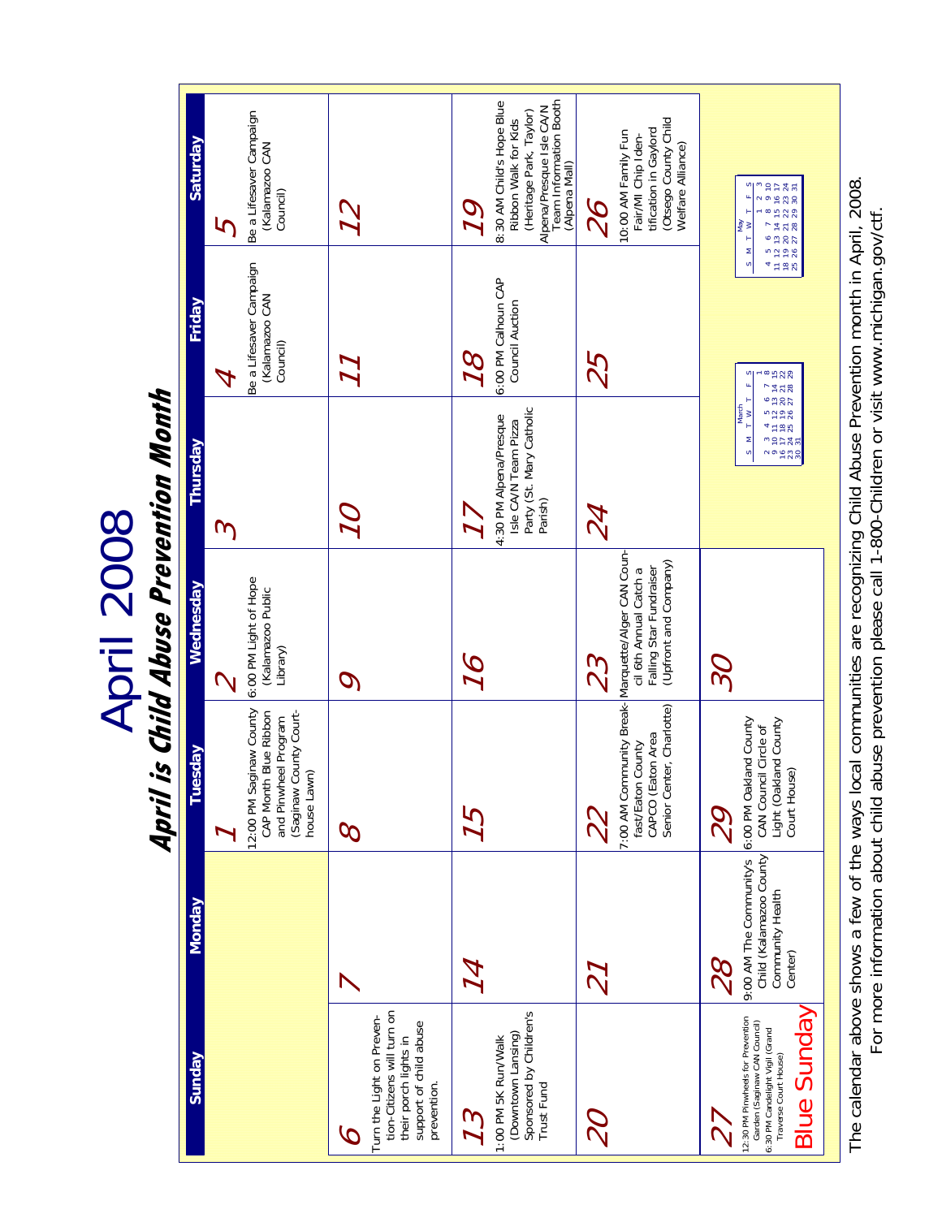# April 2008

## April is Child Abuse Prevention Month

| Sunday | Monday | Tuesday | Wednesday | Thursday | Friday | Saturday |
| --- | --- | --- | --- | --- | --- | --- |
| | | 1<br>12:00 PM Saginaw County CAP Month Blue Ribbon and Pinwheel Program (Saginaw County Court-house Lawn) | 2<br>6:00 PM Light of Hope (Kalamazoo Public Library) | 3 | 4<br>Be a Lifesaver Campaign (Kalamazoo CAN Council) | 5<br>Be a Lifesaver Campaign (Kalamazoo CAN Council) |
| 6<br>Turn the Light on Preven-tion-Citizens will turn on their porch lights in support of child abuse prevention. | 7 | 8 | 9 | 10 | 11 | 12 |
| 13<br>1:00 PM 5K Run/Walk (Downtown Lansing) Sponsored by Children's Trust Fund | 14 | 15 | 16 | 17<br>4:30 PM Alpena/Presque Isle CA/N Team Pizza Party (St. Mary Catholic Parish) | 18<br>6:00 PM Calhoun CAP Council Auction | 19<br>8:30 AM Child's Hope Blue Ribbon Walk for Kids (Heritage Park, Taylor)<br>Alpena/Presque Isle CA/N Team Information Booth (Alpena Mall) |
| 20 | 21 | 22<br>7:00 AM Community Break-fast/Eaton County CAPCO (Eaton Area Senior Center, Charlotte) | 23<br>Marquette/Alger CAN Coun-cil 6th Annual Catch a Falling Star Fundraiser (Upfront and Company) | 24 | 25 | 26<br>10:00 AM Family Fun Fair/MI Chip Iden-tification in Gaylord (Otsego County Child Welfare Alliance) |
| 27<br>12:30 PM Pinwheels for Prevention Garden (Saginaw CAN Council)<br>6:30 PM Candlelight Vigil (Grand Traverse Court House)<br>Blue Sunday | 28<br>9:00 AM The Community's Child (Kalamazoo County Community Health Center) | 29<br>6:00 PM Oakland County CAN Council Circle of Light (Oakland County Court House) | 30 | | | |

**March**

| S | M | T | W | T | F | S |
| --- | --- | --- | --- | --- | --- | --- |
| | | | | | | 1 |
| 2 | 3 | 4 | 5 | 6 | 7 | 8 |
| 9 | 10 | 11 | 12 | 13 | 14 | 15 |
| 16 | 17 | 18 | 19 | 20 | 21 | 22 |
| 23 | 24 | 25 | 26 | 27 | 28 | 29 |
| 30 | 31 | | | | | |

**May**

| S | M | T | W | T | F | S |
| --- | --- | --- | --- | --- | --- | --- |
| | | | | 1 | 2 | 3 |
| 4 | 5 | 6 | 7 | 8 | 9 | 10 |
| 11 | 12 | 13 | 14 | 15 | 16 | 17 |
| 18 | 19 | 20 | 21 | 22 | 23 | 24 |
| 25 | 26 | 27 | 28 | 29 | 30 | 31 |

The calendar above shows a few of the ways local communities are recognizing Child Abuse Prevention month in April, 2008.
For more information about child abuse prevention please call 1-800-Children or visit www.michigan.gov/ctf.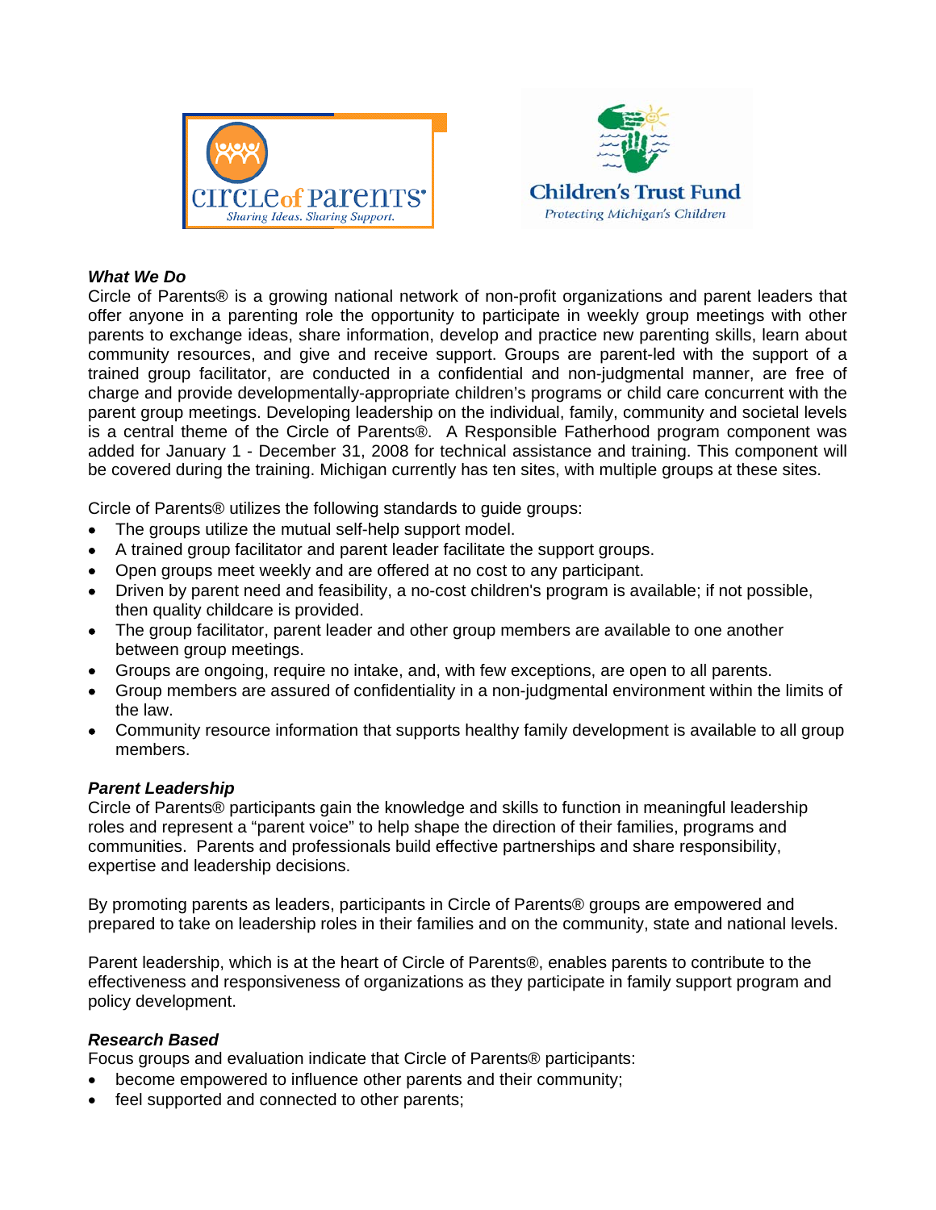Circle of Parents® — Sharing Ideas. Sharing Support.

Children's Trust Fund — Protecting Michigan's Children

***What We Do***

Circle of Parents® is a growing national network of non-profit organizations and parent leaders that offer anyone in a parenting role the opportunity to participate in weekly group meetings with other parents to exchange ideas, share information, develop and practice new parenting skills, learn about community resources, and give and receive support. Groups are parent-led with the support of a trained group facilitator, are conducted in a confidential and non-judgmental manner, are free of charge and provide developmentally-appropriate children's programs or child care concurrent with the parent group meetings. Developing leadership on the individual, family, community and societal levels is a central theme of the Circle of Parents®. A Responsible Fatherhood program component was added for January 1 - December 31, 2008 for technical assistance and training. This component will be covered during the training. Michigan currently has ten sites, with multiple groups at these sites.

Circle of Parents® utilizes the following standards to guide groups:

- The groups utilize the mutual self-help support model.
- A trained group facilitator and parent leader facilitate the support groups.
- Open groups meet weekly and are offered at no cost to any participant.
- Driven by parent need and feasibility, a no-cost children's program is available; if not possible, then quality childcare is provided.
- The group facilitator, parent leader and other group members are available to one another between group meetings.
- Groups are ongoing, require no intake, and, with few exceptions, are open to all parents.
- Group members are assured of confidentiality in a non-judgmental environment within the limits of the law.
- Community resource information that supports healthy family development is available to all group members.

***Parent Leadership***

Circle of Parents® participants gain the knowledge and skills to function in meaningful leadership roles and represent a "parent voice" to help shape the direction of their families, programs and communities. Parents and professionals build effective partnerships and share responsibility, expertise and leadership decisions.

By promoting parents as leaders, participants in Circle of Parents® groups are empowered and prepared to take on leadership roles in their families and on the community, state and national levels.

Parent leadership, which is at the heart of Circle of Parents®, enables parents to contribute to the effectiveness and responsiveness of organizations as they participate in family support program and policy development.

***Research Based***

Focus groups and evaluation indicate that Circle of Parents® participants:

- become empowered to influence other parents and their community;
- feel supported and connected to other parents;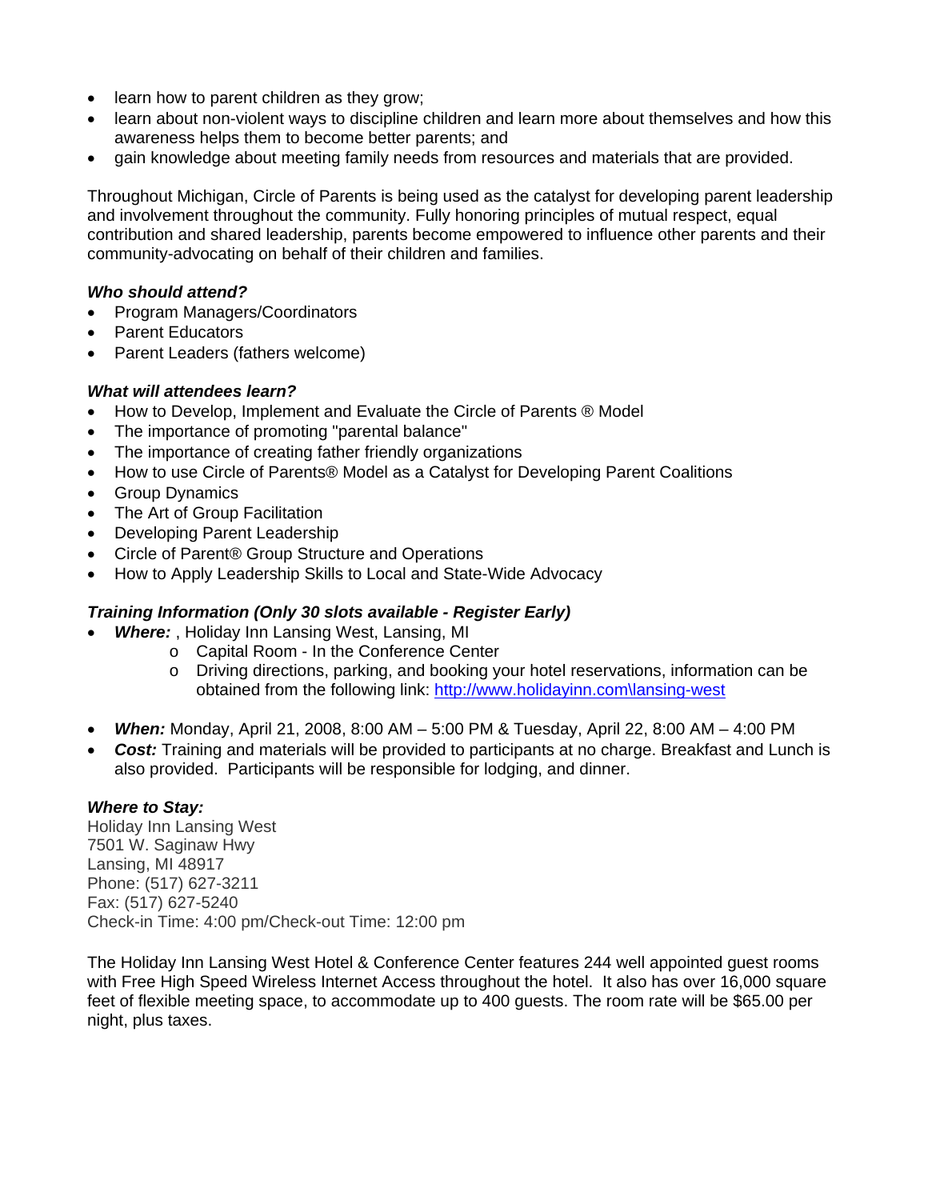- learn how to parent children as they grow;
- learn about non-violent ways to discipline children and learn more about themselves and how this awareness helps them to become better parents; and
- gain knowledge about meeting family needs from resources and materials that are provided.

Throughout Michigan, Circle of Parents is being used as the catalyst for developing parent leadership and involvement throughout the community. Fully honoring principles of mutual respect, equal contribution and shared leadership, parents become empowered to influence other parents and their community-advocating on behalf of their children and families.

***Who should attend?***

- Program Managers/Coordinators
- Parent Educators
- Parent Leaders (fathers welcome)

***What will attendees learn?***

- How to Develop, Implement and Evaluate the Circle of Parents ® Model
- The importance of promoting "parental balance"
- The importance of creating father friendly organizations
- How to use Circle of Parents® Model as a Catalyst for Developing Parent Coalitions
- Group Dynamics
- The Art of Group Facilitation
- Developing Parent Leadership
- Circle of Parent® Group Structure and Operations
- How to Apply Leadership Skills to Local and State-Wide Advocacy

***Training Information (Only 30 slots available - Register Early)***

- ***Where:*** , Holiday Inn Lansing West, Lansing, MI
  - Capital Room - In the Conference Center
  - Driving directions, parking, and booking your hotel reservations, information can be obtained from the following link: http://www.holidayinn.com\lansing-west
- ***When:*** Monday, April 21, 2008, 8:00 AM – 5:00 PM & Tuesday, April 22, 8:00 AM – 4:00 PM
- ***Cost:*** Training and materials will be provided to participants at no charge. Breakfast and Lunch is also provided. Participants will be responsible for lodging, and dinner.

***Where to Stay:***

Holiday Inn Lansing West
7501 W. Saginaw Hwy
Lansing, MI 48917
Phone: (517) 627-3211
Fax: (517) 627-5240
Check-in Time: 4:00 pm/Check-out Time: 12:00 pm

The Holiday Inn Lansing West Hotel & Conference Center features 244 well appointed guest rooms with Free High Speed Wireless Internet Access throughout the hotel. It also has over 16,000 square feet of flexible meeting space, to accommodate up to 400 guests. The room rate will be $65.00 per night, plus taxes.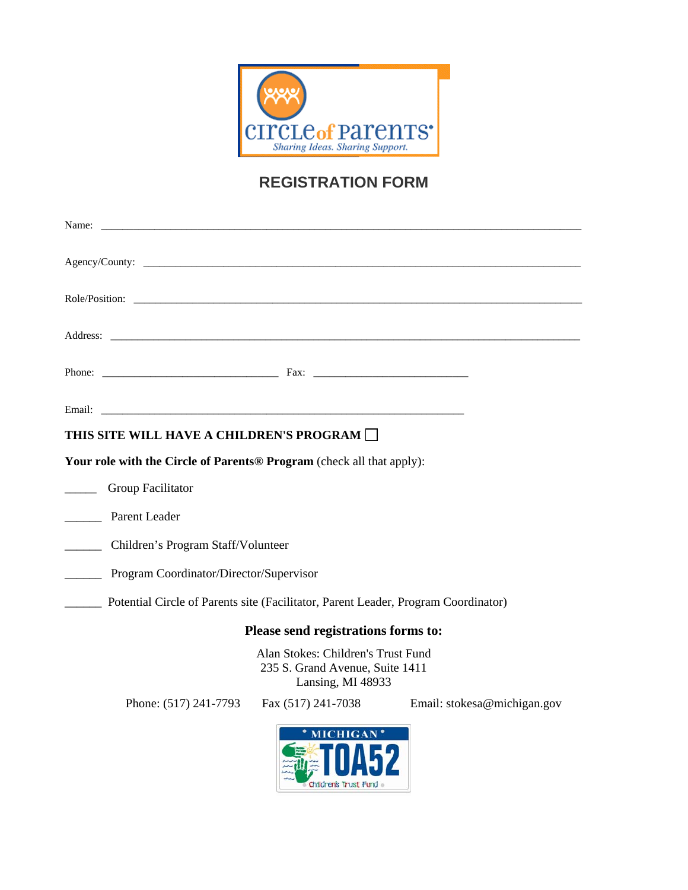# REGISTRATION FORM

Name: ________________________________________________________________________________

Agency/County: ________________________________________________________________________

Role/Position: ________________________________________________________________________

Address: _____________________________________________________________________________

Phone: ________________________________ Fax: ____________________________

Email: ____________________________________________________________________

**THIS SITE WILL HAVE A CHILDREN'S PROGRAM** ☐

**Your role with the Circle of Parents® Program** (check all that apply):

_____ Group Facilitator

______ Parent Leader

______ Children's Program Staff/Volunteer

______ Program Coordinator/Director/Supervisor

______ Potential Circle of Parents site (Facilitator, Parent Leader, Program Coordinator)

**Please send registrations forms to:**

Alan Stokes: Children's Trust Fund
235 S. Grand Avenue, Suite 1411
Lansing, MI 48933

Phone: (517) 241-7793 Fax (517) 241-7038 Email: stokesa@michigan.gov